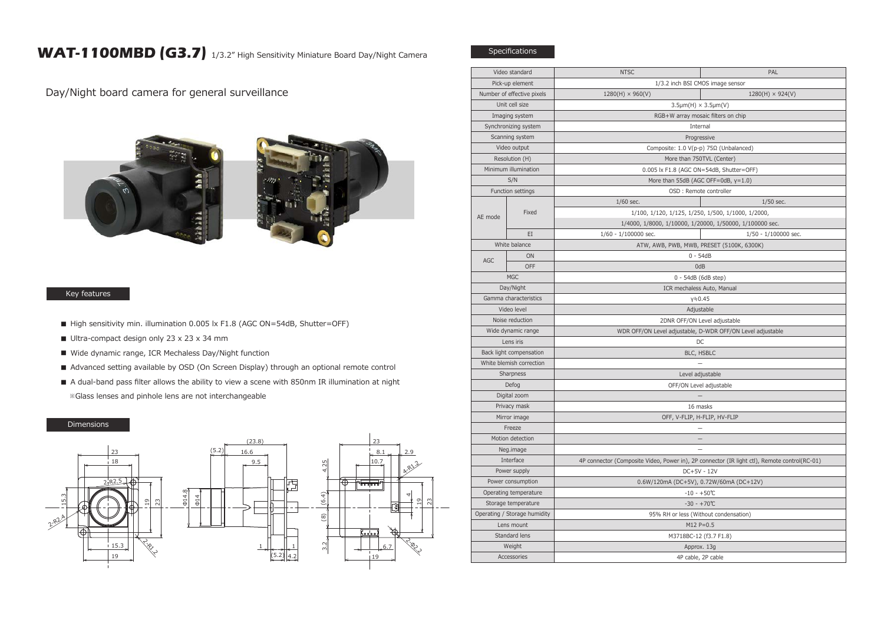# WAT-1100MBD (G3.7) 1/3.2" High Sensitivity Miniature Board Day/Night Camera

Day/Night board camera for general surveillance

## Key features

- High sensitivity min. illumination 0.005 lx F1.8 (AGC ON=54dB, Shutter=OFF)
- Ultra-compact design only 23 x 23 x 34 mm
- Wide dynamic range, ICR Mechaless Day/Night function
- Advanced setting available by OSD (On Screen Display) through an optional remote control
- A dual-band pass filter allows the ability to view a scene with 850nm IR illumination at night

※Glass lenses and pinhole lens are not interchangeable

## Dimensions

## Specifications

| Video standard | | NTSC | PAL |
|---|---|---|---|
| Pick-up element | | 1/3.2 inch BSI CMOS image sensor | |
| Number of effective pixels | | 1280(H) × 960(V) | 1280(H) × 924(V) |
| Unit cell size | | 3.5μm(H) × 3.5μm(V) | |
| Imaging system | | RGB+W array mosaic filters on chip | |
| Synchronizing system | | Internal | |
| Scanning system | | Progressive | |
| Video output | | Composite: 1.0 V(p-p) 75Ω (Unbalanced) | |
| Resolution (H) | | More than 750TVL (Center) | |
| Minimum illumination | | 0.005 lx F1.8 (AGC ON=54dB, Shutter=OFF) | |
| S/N | | More than 55dB (AGC OFF=0dB, γ=1.0) | |
| Function settings | | OSD : Remote controller | |
| AE mode | Fixed | 1/60 sec. | 1/50 sec. |
| | | 1/100, 1/120, 1/125, 1/250, 1/500, 1/1000, 1/2000, 1/4000, 1/8000, 1/10000, 1/20000, 1/50000, 1/100000 sec. | |
| | EI | 1/60 - 1/100000 sec. | 1/50 - 1/100000 sec. |
| White balance | | ATW, AWB, PWB, MWB, PRESET (5100K, 6300K) | |
| AGC | ON | 0 - 54dB | |
| | OFF | 0dB | |
| MGC | | 0 - 54dB (6dB step) | |
| Day/Night | | ICR mechaless Auto, Manual | |
| Gamma characteristics | | γ≈0.45 | |
| Video level | | Adjustable | |
| Noise reduction | | 2DNR OFF/ON Level adjustable | |
| Wide dynamic range | | WDR OFF/ON Level adjustable, D-WDR OFF/ON Level adjustable | |
| Lens iris | | DC | |
| Back light compensation | | BLC, HSBLC | |
| White blemish correction | | – | |
| Sharpness | | Level adjustable | |
| Defog | | OFF/ON Level adjustable | |
| Digital zoom | | – | |
| Privacy mask | | 16 masks | |
| Mirror image | | OFF, V-FLIP, H-FLIP, HV-FLIP | |
| Freeze | | – | |
| Motion detection | | – | |
| Neg.image | | – | |
| Interface | | 4P connector (Composite Video, Power in), 2P connector (IR light ctl), Remote control(RC-01) | |
| Power supply | | DC+5V - 12V | |
| Power consumption | | 0.6W/120mA (DC+5V), 0.72W/60mA (DC+12V) | |
| Operating temperature | | -10 - +50℃ | |
| Storage temperature | | -30 - +70℃ | |
| Operating / Storage humidity | | 95% RH or less (Without condensation) | |
| Lens mount | | M12 P=0.5 | |
| Standard lens | | M3718BC-12 (f3.7 F1.8) | |
| Weight | | Approx. 13g | |
| Accessories | | 4P cable, 2P cable | |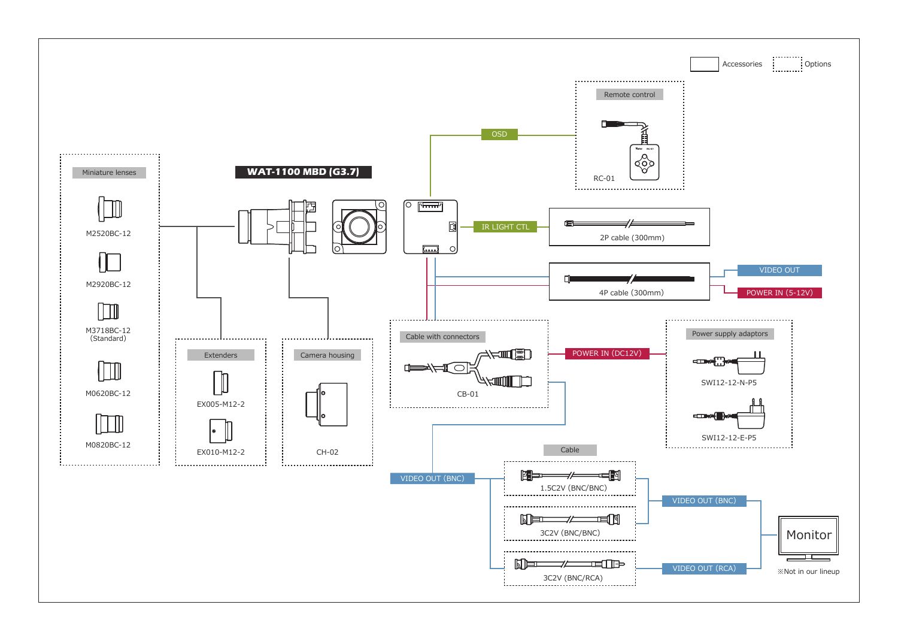Accessories

Options

# WAT-1100 MBD (G3.7)

## Miniature lenses

- M2520BC-12
- M2920BC-12
- M3718BC-12 (Standard)
- M0620BC-12
- M0820BC-12

## Extenders

- EX005-M12-2
- EX010-M12-2

## Camera housing

- CH-02

## Remote control

- RC-01

OSD

IR LIGHT CTL

2P cable (300mm)

4P cable (300mm)

VIDEO OUT

POWER IN (5-12V)

## Cable with connectors

- CB-01

POWER IN (DC12V)

## Power supply adaptors

- SWI12-12-N-P5
- SWI12-12-E-P5

VIDEO OUT (BNC)

## Cable

- 1.5C2V (BNC/BNC)
- 3C2V (BNC/BNC)
- 3C2V (BNC/RCA)

VIDEO OUT (BNC)

VIDEO OUT (RCA)

Monitor

※Not in our lineup